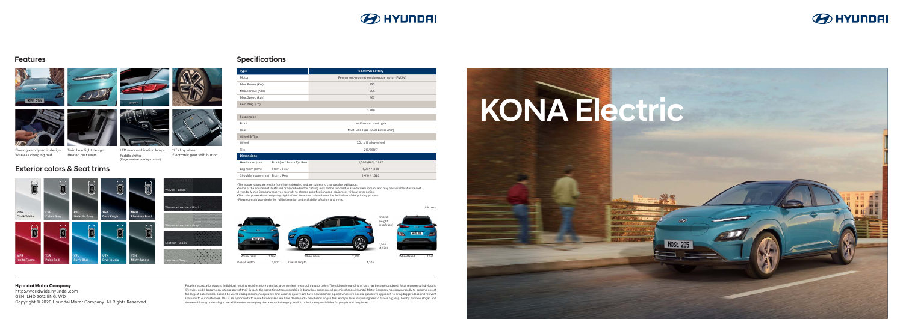# KONA Electric

## Features

Flowing aerodynamic design
Wireless charging pad

Twin headlight design
Heated rear seats

LED rear combination lamps
Paddle shifter (Regenerative braking control)

17" alloy wheel
Electronic gear shift button

## Exterior colors & Seat trims

| Code | Color |
|---|---|
| P6W | Chalk White |
| C5G | Cyber Gray |
| R3G | Galactic Gray |
| YG7 | Dark Knight |
| M2H | Phantom Black |
| MFR | Ignite Flame |
| Y2R | Pulse Red |
| V7U | Surfy Blue |
| UTK | Dive in Jeju |
| Y7H | Misty Jungle |

Seat trims:
- Woven - Black
- Woven + Leather - Black
- Woven + Leather - Grey
- Leather - Black
- Leather - Grey

## Specifications

| Type | | 64.0 kWh battery |
|---|---|---|
| Motor | | Permanent-magnet synchronous motor (PMSM) |
| Max. Power (kW) | | 150 |
| Max. Torque (Nm) | | 395 |
| Max. Speed (kph) | | 167 |
| Aero drag (Cd) | | |
| | | 0.288 |
| Suspension | | |
| Front | | McPherson strut type |
| Rear | | Multi-Link Type (Dual Lower Arm) |
| Wheel & Tire | | |
| Wheel | | 7.0J x 17 alloy wheel |
| Tire | | 215/55R17 |
| **Dimensions** | | |
| Head room (mm) | Front (w / Sunroof) / Rear | 1,005 (965) / 957 |
| Leg room (mm) | Front / Rear | 1,054 / 848 |
| Shoulder room (mm) | Front / Rear | 1,410 / 1,385 |

* The above values are results from internal testing and are subject to change after validation.
• Some of the equipment illustrated or described in this catalog may not be supplied as standard equipment and may be available at extra cost.
• Hyundai Motor Company reserves the right to change specifications and equipment without prior notice.
• The color plates shown may vary slightly from the actual colors due to the limitations of the printing process.
* Please consult your dealer for full information and availability of colors and trims.

Unit : mm

| Dimension | Value |
|---|---|
| Wheel tread (front) | 1,564 |
| Overall width | 1,800 |
| Wheel base | 2,600 |
| Overall length | 4,205 |
| Overall height (roof rack) | 1,555 (1,570) |
| Wheel tread (rear) | 1,575 |

**Hyundai Motor Company**
http://worldwide.hyundai.com
GEN. LHD 2012 ENG. WD
Copyright © 2020 Hyundai Motor Company. All Rights Reserved.

People's expectation toward individual mobility requires more than just a convenient means of transportation. The old understanding of cars has become outdated. A car represents individuals' lifestyles, and it became an integral part of their lives. At the same time, the automobile industry has experienced seismic change. Hyundai Motor Company has grown rapidly to become one of the largest automakers, backed by world class production capability and superior quality. We have now reached a point where we need a qualitative approach to bring bigger ideas and relevant solutions to our customers. This is an opportunity to move forward and we have developed a new brand slogan that encapsulates our willingness to take a big leap. Led by our new slogan and the new thinking underlying it, we will become a company that keeps challenging itself to unlock new possibilities for people and the planet.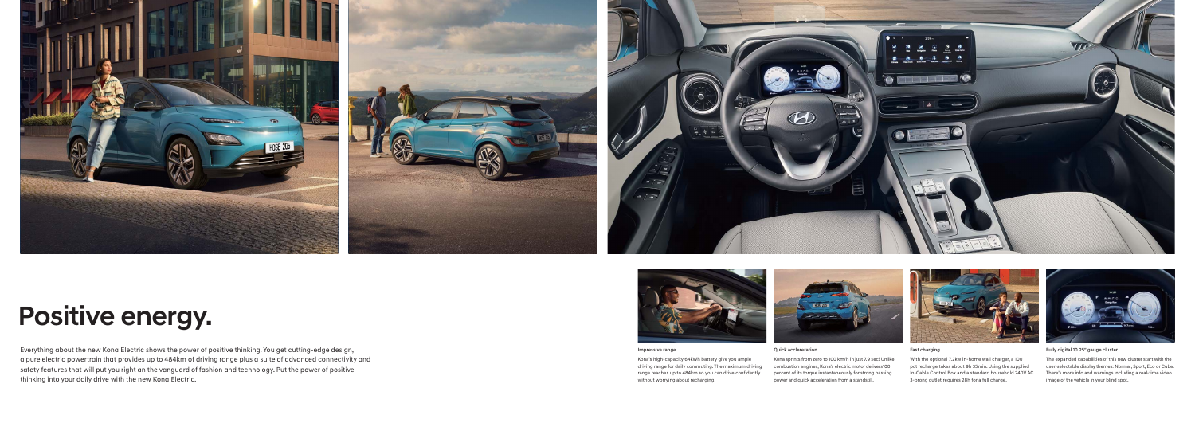# Positive energy.

Everything about the new Kona Electric shows the power of positive thinking. You get cutting-edge design, a pure electric powertrain that provides up to 484km of driving range plus a suite of advanced connectivity and safety features that will put you right on the vanguard of fashion and technology. Put the power of positive thinking into your daily drive with the new Kona Electric.

### Impressive range

Kona's high-capacity 64kWh battery give you ample driving range for daily commuting. The maximum driving range reaches up to 484km so you can drive confidently without worrying about recharging.

### Quick accleration

Kona sprints from zero to 100 km/h in just 7.9 sec! Unlike combustion engines, Kona's electric motor delivers100 percent of its torque instantaneously for strong passing power and quick acceleration from a standstill.

### Fast charging

With the optional 7.2kw in-home wall charger, a 100 pct recharge takes about 9h 35min. Using the supplied In-Cable Control Box and a standard household 240V AC 3-prong outlet requires 28h for a full charge.

### Fully digital 10.25" gauge cluster

The expanded capabilities of this new cluster start with the user-selectable display themes: Normal, Sport, Eco or Cube. There's more info and warnings including a real-time video image of the vehicle in your blind spot.